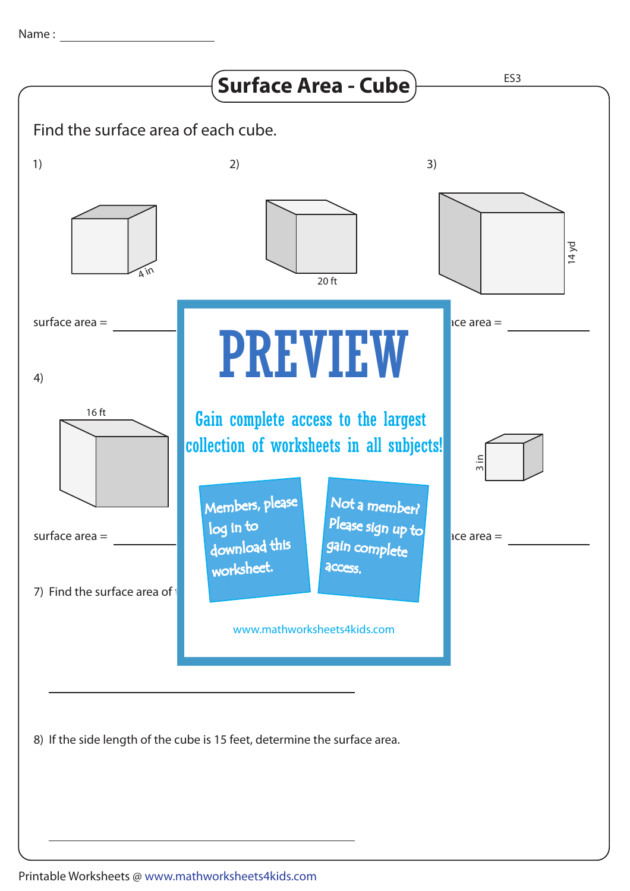Name :

# Surface Area - Cube

ES3

Find the surface area of each cube.

1)

4 in

surface area =

2)

20 ft

3)

14 yd

ace area =

4)

16 ft

surface area =

3 in

ace area =

PREVIEW

Gain complete access to the largest collection of worksheets in all subjects!

Members, please log in to download this worksheet.

Not a member? Please sign up to gain complete access.

www.mathworksheets4kids.com

7) Find the surface area of t

8) If the side length of the cube is 15 feet, determine the surface area.

Printable Worksheets @ www.mathworksheets4kids.com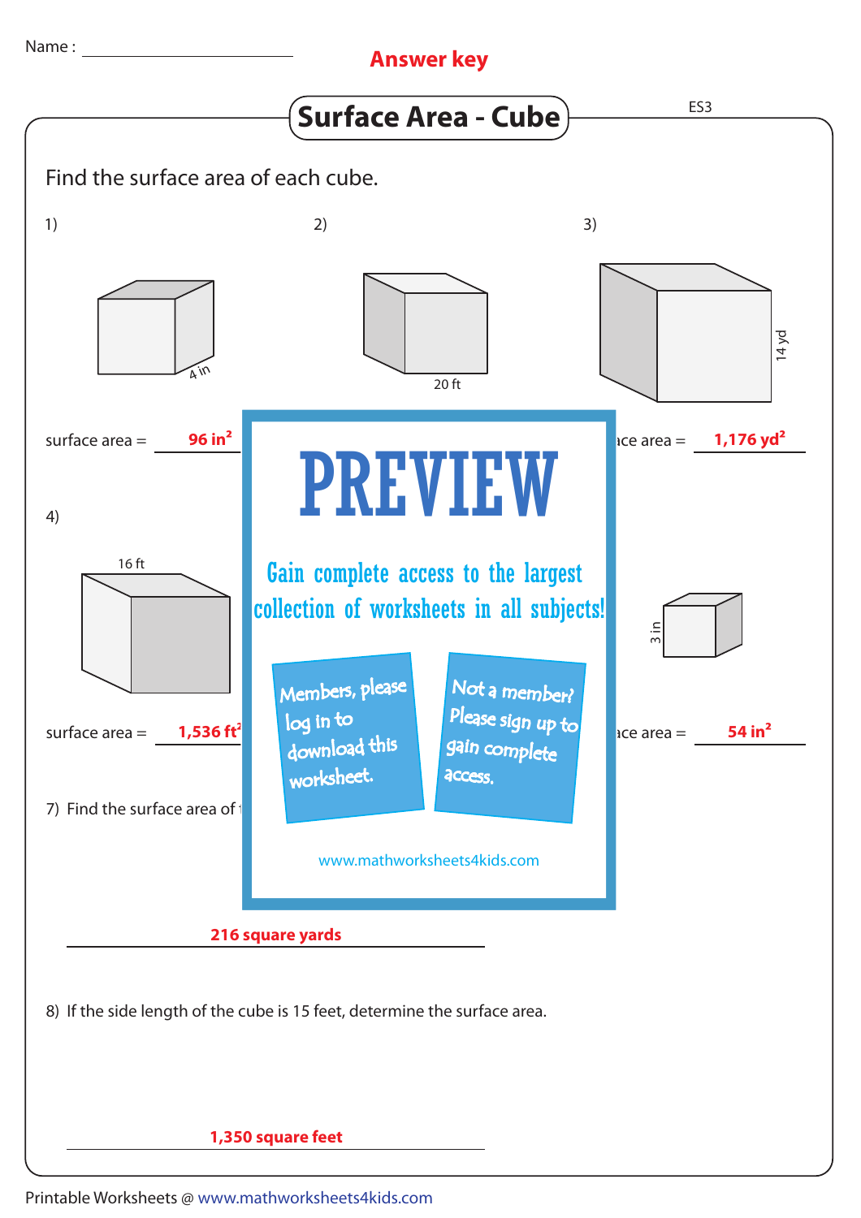Name :

**Answer key**

# Surface Area - Cube

ES3

Find the surface area of each cube.

1)

4 in

surface area = **96 in²**

2)

20 ft

3)

14 yd

ace area = **1,176 yd²**

4)

16 ft

surface area = **1,536 ft²**

3 in

ace area = **54 in²**

PREVIEW

Gain complete access to the largest collection of worksheets in all subjects!

Members, please log in to download this worksheet.

Not a member? Please sign up to gain complete access.

www.mathworksheets4kids.com

7) Find the surface area of t

**216 square yards**

8) If the side length of the cube is 15 feet, determine the surface area.

**1,350 square feet**